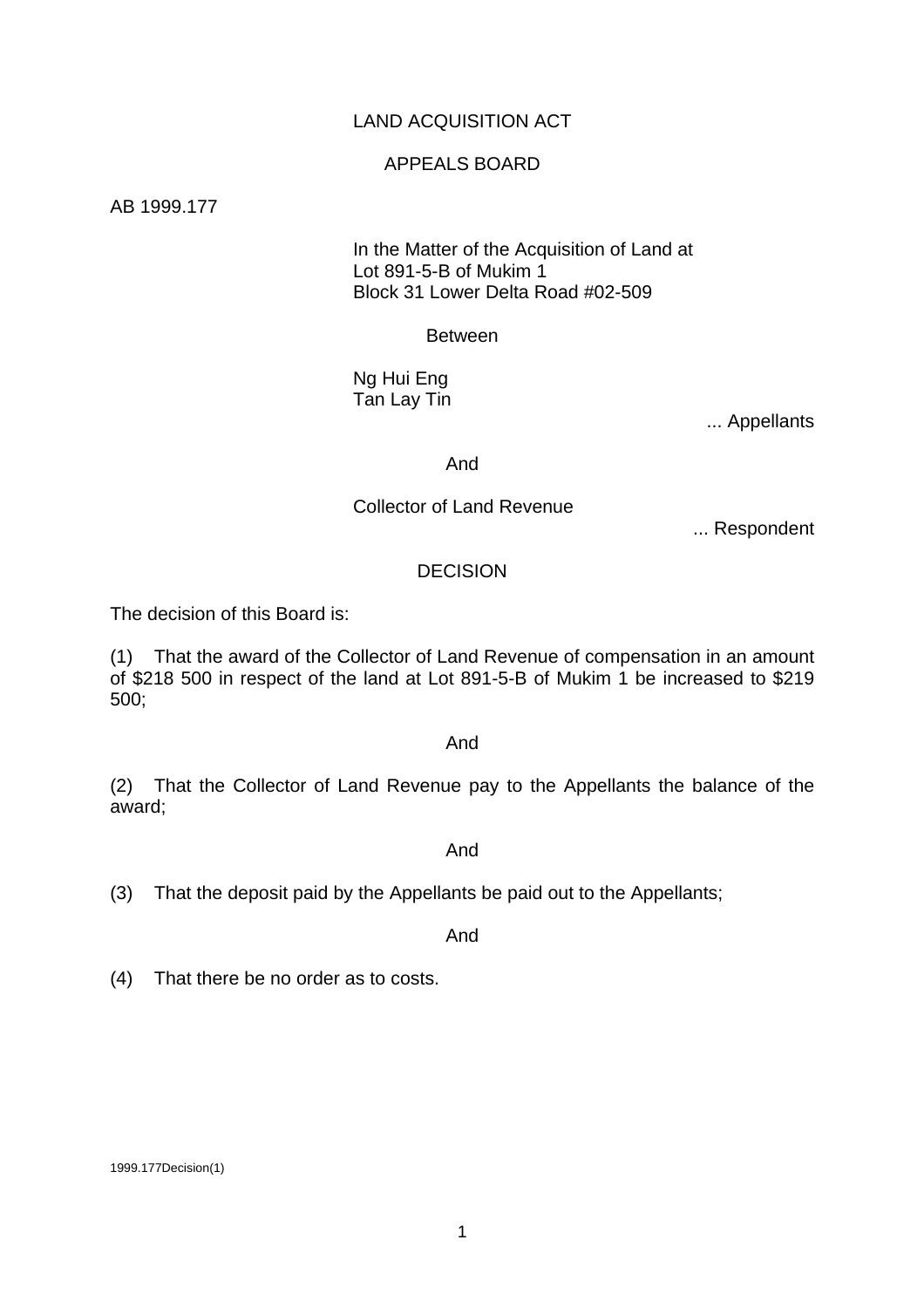LAND ACQUISITION ACT

APPEALS BOARD

AB 1999.177

In the Matter of the Acquisition of Land at
Lot 891-5-B of Mukim 1
Block 31 Lower Delta Road #02-509

Between

Ng Hui Eng
Tan Lay Tin

... Appellants

And

Collector of Land Revenue

... Respondent

DECISION

The decision of this Board is:

(1) That the award of the Collector of Land Revenue of compensation in an amount of $218 500 in respect of the land at Lot 891-5-B of Mukim 1 be increased to $219 500;

And

(2) That the Collector of Land Revenue pay to the Appellants the balance of the award;

And

(3) That the deposit paid by the Appellants be paid out to the Appellants;

And

(4) That there be no order as to costs.

1999.177Decision(1)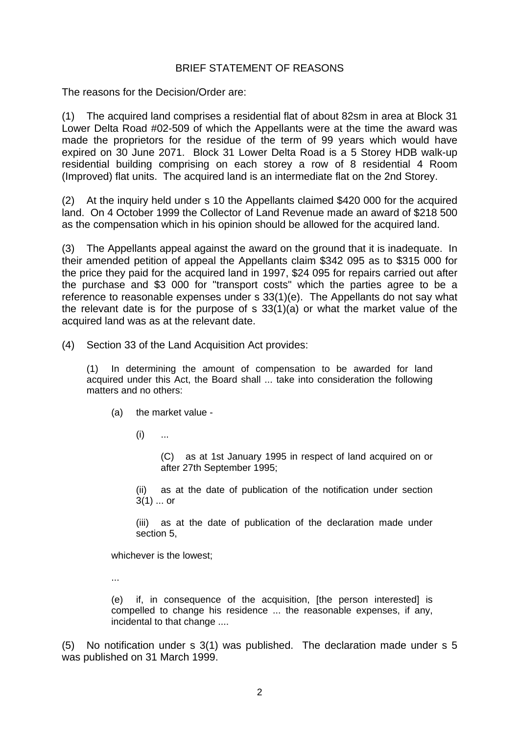## BRIEF STATEMENT OF REASONS

The reasons for the Decision/Order are:

(1) The acquired land comprises a residential flat of about 82sm in area at Block 31 Lower Delta Road #02-509 of which the Appellants were at the time the award was made the proprietors for the residue of the term of 99 years which would have expired on 30 June 2071. Block 31 Lower Delta Road is a 5 Storey HDB walk-up residential building comprising on each storey a row of 8 residential 4 Room (Improved) flat units. The acquired land is an intermediate flat on the 2nd Storey.

(2) At the inquiry held under s 10 the Appellants claimed $420 000 for the acquired land. On 4 October 1999 the Collector of Land Revenue made an award of $218 500 as the compensation which in his opinion should be allowed for the acquired land.

(3) The Appellants appeal against the award on the ground that it is inadequate. In their amended petition of appeal the Appellants claim $342 095 as to $315 000 for the price they paid for the acquired land in 1997, $24 095 for repairs carried out after the purchase and $3 000 for "transport costs" which the parties agree to be a reference to reasonable expenses under s 33(1)(e). The Appellants do not say what the relevant date is for the purpose of s 33(1)(a) or what the market value of the acquired land was as at the relevant date.

(4) Section 33 of the Land Acquisition Act provides:

> (1) In determining the amount of compensation to be awarded for land acquired under this Act, the Board shall ... take into consideration the following matters and no others:
>
> (a) the market value -
>
> (i) ...
>
> (C) as at 1st January 1995 in respect of land acquired on or after 27th September 1995;
>
> (ii) as at the date of publication of the notification under section 3(1) ... or
>
> (iii) as at the date of publication of the declaration made under section 5,
>
> whichever is the lowest;
>
> ...
>
> (e) if, in consequence of the acquisition, [the person interested] is compelled to change his residence ... the reasonable expenses, if any, incidental to that change ....

(5) No notification under s 3(1) was published. The declaration made under s 5 was published on 31 March 1999.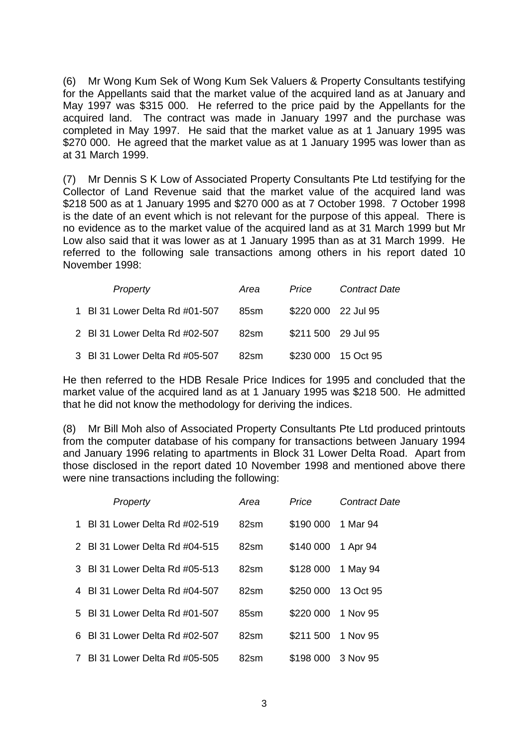(6) Mr Wong Kum Sek of Wong Kum Sek Valuers & Property Consultants testifying for the Appellants said that the market value of the acquired land as at January and May 1997 was $315 000. He referred to the price paid by the Appellants for the acquired land. The contract was made in January 1997 and the purchase was completed in May 1997. He said that the market value as at 1 January 1995 was $270 000. He agreed that the market value as at 1 January 1995 was lower than as at 31 March 1999.

(7) Mr Dennis S K Low of Associated Property Consultants Pte Ltd testifying for the Collector of Land Revenue said that the market value of the acquired land was $218 500 as at 1 January 1995 and $270 000 as at 7 October 1998. 7 October 1998 is the date of an event which is not relevant for the purpose of this appeal. There is no evidence as to the market value of the acquired land as at 31 March 1999 but Mr Low also said that it was lower as at 1 January 1995 than as at 31 March 1999. He referred to the following sale transactions among others in his report dated 10 November 1998:

| | *Property* | *Area* | *Price* | *Contract Date* |
|---|---|---|---|---|
| 1 | Bl 31 Lower Delta Rd #01-507 | 85sm | $220 000 | 22 Jul 95 |
| 2 | Bl 31 Lower Delta Rd #02-507 | 82sm | $211 500 | 29 Jul 95 |
| 3 | Bl 31 Lower Delta Rd #05-507 | 82sm | $230 000 | 15 Oct 95 |

He then referred to the HDB Resale Price Indices for 1995 and concluded that the market value of the acquired land as at 1 January 1995 was $218 500. He admitted that he did not know the methodology for deriving the indices.

(8) Mr Bill Moh also of Associated Property Consultants Pte Ltd produced printouts from the computer database of his company for transactions between January 1994 and January 1996 relating to apartments in Block 31 Lower Delta Road. Apart from those disclosed in the report dated 10 November 1998 and mentioned above there were nine transactions including the following:

| | *Property* | *Area* | *Price* | *Contract Date* |
|---|---|---|---|---|
| 1 | Bl 31 Lower Delta Rd #02-519 | 82sm | $190 000 | 1 Mar 94 |
| 2 | Bl 31 Lower Delta Rd #04-515 | 82sm | $140 000 | 1 Apr 94 |
| 3 | Bl 31 Lower Delta Rd #05-513 | 82sm | $128 000 | 1 May 94 |
| 4 | Bl 31 Lower Delta Rd #04-507 | 82sm | $250 000 | 13 Oct 95 |
| 5 | Bl 31 Lower Delta Rd #01-507 | 85sm | $220 000 | 1 Nov 95 |
| 6 | Bl 31 Lower Delta Rd #02-507 | 82sm | $211 500 | 1 Nov 95 |
| 7 | Bl 31 Lower Delta Rd #05-505 | 82sm | $198 000 | 3 Nov 95 |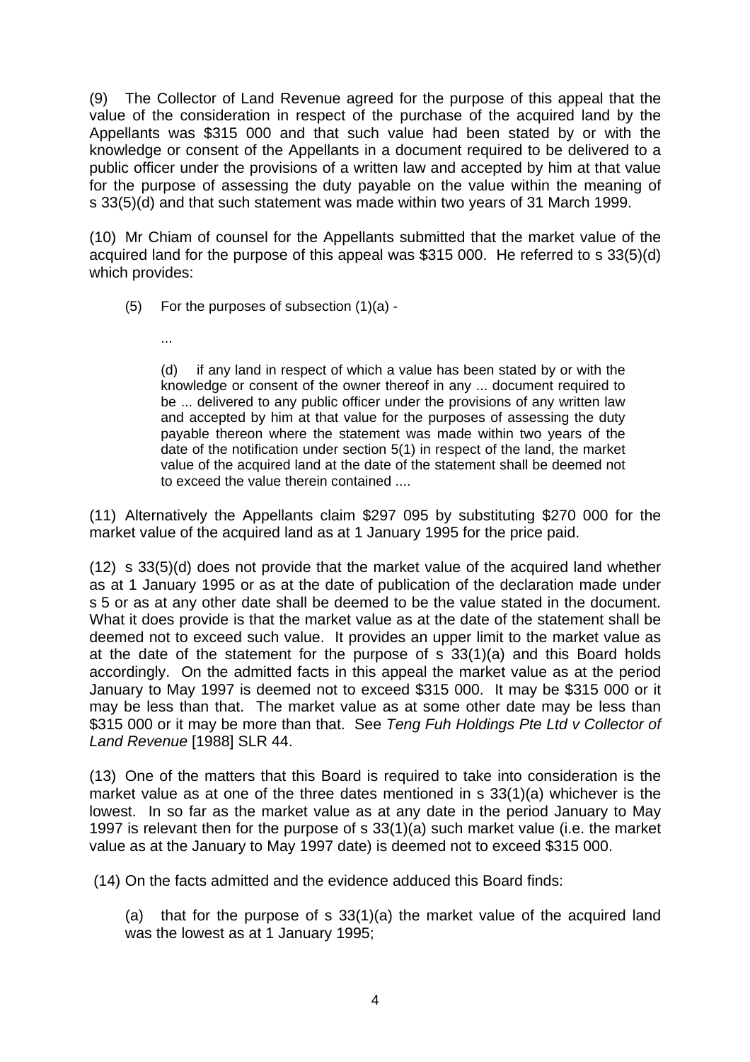(9) The Collector of Land Revenue agreed for the purpose of this appeal that the value of the consideration in respect of the purchase of the acquired land by the Appellants was $315 000 and that such value had been stated by or with the knowledge or consent of the Appellants in a document required to be delivered to a public officer under the provisions of a written law and accepted by him at that value for the purpose of assessing the duty payable on the value within the meaning of s 33(5)(d) and that such statement was made within two years of 31 March 1999.

(10) Mr Chiam of counsel for the Appellants submitted that the market value of the acquired land for the purpose of this appeal was $315 000. He referred to s 33(5)(d) which provides:

> (5) For the purposes of subsection (1)(a) -
>
> ...
>
> (d) if any land in respect of which a value has been stated by or with the knowledge or consent of the owner thereof in any ... document required to be ... delivered to any public officer under the provisions of any written law and accepted by him at that value for the purposes of assessing the duty payable thereon where the statement was made within two years of the date of the notification under section 5(1) in respect of the land, the market value of the acquired land at the date of the statement shall be deemed not to exceed the value therein contained ....

(11) Alternatively the Appellants claim $297 095 by substituting $270 000 for the market value of the acquired land as at 1 January 1995 for the price paid.

(12) s 33(5)(d) does not provide that the market value of the acquired land whether as at 1 January 1995 or as at the date of publication of the declaration made under s 5 or as at any other date shall be deemed to be the value stated in the document. What it does provide is that the market value as at the date of the statement shall be deemed not to exceed such value. It provides an upper limit to the market value as at the date of the statement for the purpose of s 33(1)(a) and this Board holds accordingly. On the admitted facts in this appeal the market value as at the period January to May 1997 is deemed not to exceed $315 000. It may be $315 000 or it may be less than that. The market value as at some other date may be less than $315 000 or it may be more than that. See *Teng Fuh Holdings Pte Ltd v Collector of Land Revenue* [1988] SLR 44.

(13) One of the matters that this Board is required to take into consideration is the market value as at one of the three dates mentioned in s 33(1)(a) whichever is the lowest. In so far as the market value as at any date in the period January to May 1997 is relevant then for the purpose of s 33(1)(a) such market value (i.e. the market value as at the January to May 1997 date) is deemed not to exceed $315 000.

(14) On the facts admitted and the evidence adduced this Board finds:

(a) that for the purpose of s 33(1)(a) the market value of the acquired land was the lowest as at 1 January 1995;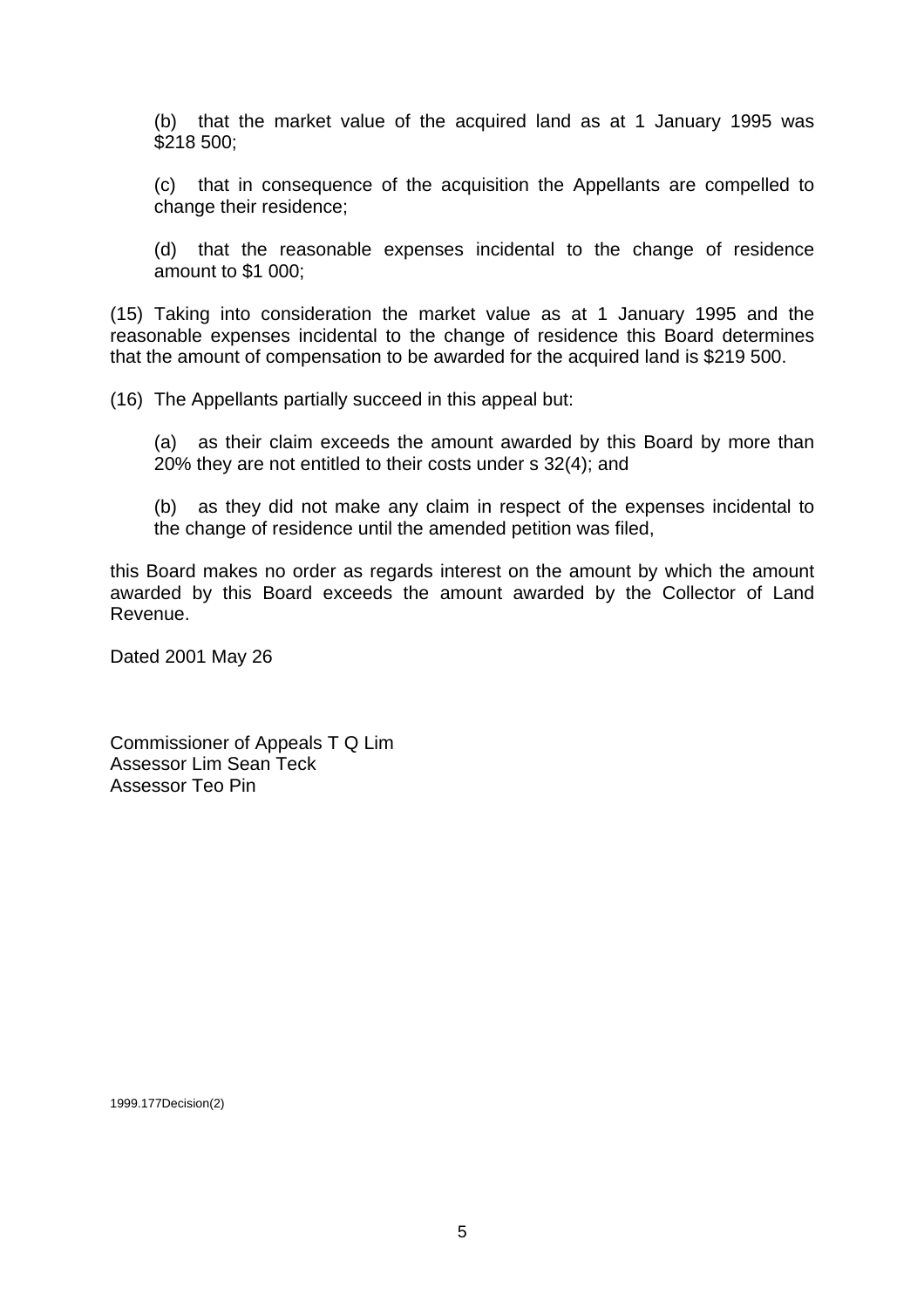(b) that the market value of the acquired land as at 1 January 1995 was $218 500;

(c) that in consequence of the acquisition the Appellants are compelled to change their residence;

(d) that the reasonable expenses incidental to the change of residence amount to $1 000;

(15) Taking into consideration the market value as at 1 January 1995 and the reasonable expenses incidental to the change of residence this Board determines that the amount of compensation to be awarded for the acquired land is $219 500.

(16) The Appellants partially succeed in this appeal but:

(a) as their claim exceeds the amount awarded by this Board by more than 20% they are not entitled to their costs under s 32(4); and

(b) as they did not make any claim in respect of the expenses incidental to the change of residence until the amended petition was filed,

this Board makes no order as regards interest on the amount by which the amount awarded by this Board exceeds the amount awarded by the Collector of Land Revenue.

Dated 2001 May 26

Commissioner of Appeals T Q Lim
Assessor Lim Sean Teck
Assessor Teo Pin

1999.177Decision(2)